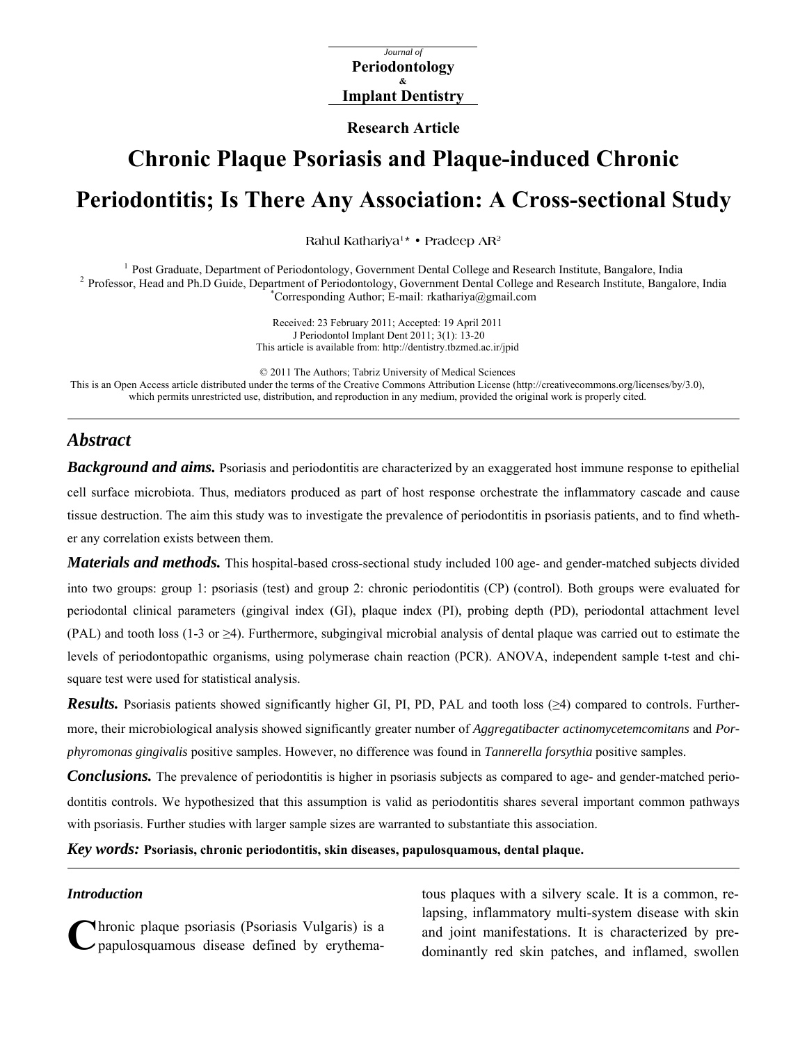Journal of
**Periodontology**
&
**Implant Dentistry**

**Research Article**

# Chronic Plaque Psoriasis and Plaque-induced Chronic Periodontitis; Is There Any Association: A Cross-sectional Study

Rahul Kathariya[1]* • Pradeep AR[2]

[1] Post Graduate, Department of Periodontology, Government Dental College and Research Institute, Bangalore, India
[2] Professor, Head and Ph.D Guide, Department of Periodontology, Government Dental College and Research Institute, Bangalore, India
*Corresponding Author; E-mail: rkathariya@gmail.com

Received: 23 February 2011; Accepted: 19 April 2011
J Periodontol Implant Dent 2011; 3(1): 13-20
This article is available from: http://dentistry.tbzmed.ac.ir/jpid

© 2011 The Authors; Tabriz University of Medical Sciences
This is an Open Access article distributed under the terms of the Creative Commons Attribution License (http://creativecommons.org/licenses/by/3.0), which permits unrestricted use, distribution, and reproduction in any medium, provided the original work is properly cited.

---

## Abstract

***Background and aims.*** Psoriasis and periodontitis are characterized by an exaggerated host immune response to epithelial cell surface microbiota. Thus, mediators produced as part of host response orchestrate the inflammatory cascade and cause tissue destruction. The aim this study was to investigate the prevalence of periodontitis in psoriasis patients, and to find whether any correlation exists between them.

***Materials and methods.*** This hospital-based cross-sectional study included 100 age- and gender-matched subjects divided into two groups: group 1: psoriasis (test) and group 2: chronic periodontitis (CP) (control). Both groups were evaluated for periodontal clinical parameters (gingival index (GI), plaque index (PI), probing depth (PD), periodontal attachment level (PAL) and tooth loss (1-3 or ≥4). Furthermore, subgingival microbial analysis of dental plaque was carried out to estimate the levels of periodontopathic organisms, using polymerase chain reaction (PCR). ANOVA, independent sample t-test and chi-square test were used for statistical analysis.

***Results.*** Psoriasis patients showed significantly higher GI, PI, PD, PAL and tooth loss (≥4) compared to controls. Furthermore, their microbiological analysis showed significantly greater number of *Aggregatibacter actinomycetemcomitans* and *Porphyromonas gingivalis* positive samples. However, no difference was found in *Tannerella forsythia* positive samples.

***Conclusions.*** The prevalence of periodontitis is higher in psoriasis subjects as compared to age- and gender-matched periodontitis controls. We hypothesized that this assumption is valid as periodontitis shares several important common pathways with psoriasis. Further studies with larger sample sizes are warranted to substantiate this association.

***Key words:*** **Psoriasis, chronic periodontitis, skin diseases, papulosquamous, dental plaque.**

---

### *Introduction*

Chronic plaque psoriasis (Psoriasis Vulgaris) is a papulosquamous disease defined by erythematous plaques with a silvery scale. It is a common, relapsing, inflammatory multi-system disease with skin and joint manifestations. It is characterized by predominantly red skin patches, and inflamed, swollen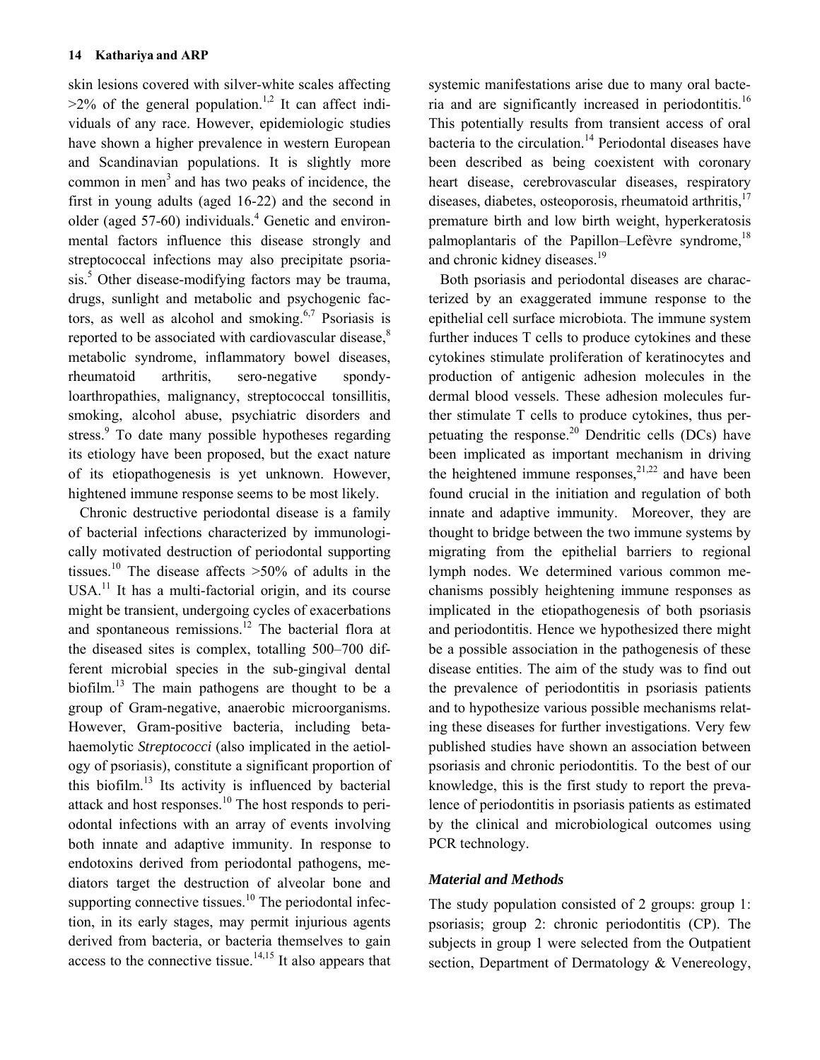skin lesions covered with silver-white scales affecting >2% of the general population.[1,2] It can affect individuals of any race. However, epidemiologic studies have shown a higher prevalence in western European and Scandinavian populations. It is slightly more common in men[3] and has two peaks of incidence, the first in young adults (aged 16-22) and the second in older (aged 57-60) individuals.[4] Genetic and environmental factors influence this disease strongly and streptococcal infections may also precipitate psoriasis.[5] Other disease-modifying factors may be trauma, drugs, sunlight and metabolic and psychogenic factors, as well as alcohol and smoking.[6,7] Psoriasis is reported to be associated with cardiovascular disease,[8] metabolic syndrome, inflammatory bowel diseases, rheumatoid arthritis, sero-negative spondyloarthropathies, malignancy, streptococcal tonsillitis, smoking, alcohol abuse, psychiatric disorders and stress.[9] To date many possible hypotheses regarding its etiology have been proposed, but the exact nature of its etiopathogenesis is yet unknown. However, hightened immune response seems to be most likely.

Chronic destructive periodontal disease is a family of bacterial infections characterized by immunologically motivated destruction of periodontal supporting tissues.[10] The disease affects >50% of adults in the USA.[11] It has a multi-factorial origin, and its course might be transient, undergoing cycles of exacerbations and spontaneous remissions.[12] The bacterial flora at the diseased sites is complex, totalling 500–700 different microbial species in the sub-gingival dental biofilm.[13] The main pathogens are thought to be a group of Gram-negative, anaerobic microorganisms. However, Gram-positive bacteria, including beta-haemolytic *Streptococci* (also implicated in the aetiology of psoriasis), constitute a significant proportion of this biofilm.[13] Its activity is influenced by bacterial attack and host responses.[10] The host responds to periodontal infections with an array of events involving both innate and adaptive immunity. In response to endotoxins derived from periodontal pathogens, mediators target the destruction of alveolar bone and supporting connective tissues.[10] The periodontal infection, in its early stages, may permit injurious agents derived from bacteria, or bacteria themselves to gain access to the connective tissue.[14,15] It also appears that systemic manifestations arise due to many oral bacteria and are significantly increased in periodontitis.[16] This potentially results from transient access of oral bacteria to the circulation.[14] Periodontal diseases have been described as being coexistent with coronary heart disease, cerebrovascular diseases, respiratory diseases, diabetes, osteoporosis, rheumatoid arthritis,[17] premature birth and low birth weight, hyperkeratosis palmoplantaris of the Papillon–Lefèvre syndrome,[18] and chronic kidney diseases.[19]

Both psoriasis and periodontal diseases are characterized by an exaggerated immune response to the epithelial cell surface microbiota. The immune system further induces T cells to produce cytokines and these cytokines stimulate proliferation of keratinocytes and production of antigenic adhesion molecules in the dermal blood vessels. These adhesion molecules further stimulate T cells to produce cytokines, thus perpetuating the response.[20] Dendritic cells (DCs) have been implicated as important mechanism in driving the heightened immune responses,[21,22] and have been found crucial in the initiation and regulation of both innate and adaptive immunity. Moreover, they are thought to bridge between the two immune systems by migrating from the epithelial barriers to regional lymph nodes. We determined various common mechanisms possibly heightening immune responses as implicated in the etiopathogenesis of both psoriasis and periodontitis. Hence we hypothesized there might be a possible association in the pathogenesis of these disease entities. The aim of the study was to find out the prevalence of periodontitis in psoriasis patients and to hypothesize various possible mechanisms relating these diseases for further investigations. Very few published studies have shown an association between psoriasis and chronic periodontitis. To the best of our knowledge, this is the first study to report the prevalence of periodontitis in psoriasis patients as estimated by the clinical and microbiological outcomes using PCR technology.

### *Material and Methods*

The study population consisted of 2 groups: group 1: psoriasis; group 2: chronic periodontitis (CP). The subjects in group 1 were selected from the Outpatient section, Department of Dermatology & Venereology,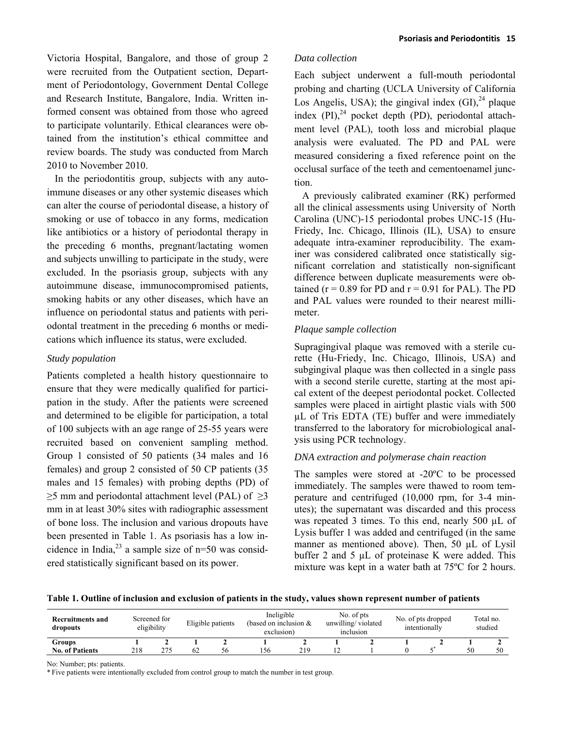Victoria Hospital, Bangalore, and those of group 2 were recruited from the Outpatient section, Department of Periodontology, Government Dental College and Research Institute, Bangalore, India. Written informed consent was obtained from those who agreed to participate voluntarily. Ethical clearances were obtained from the institution's ethical committee and review boards. The study was conducted from March 2010 to November 2010.

In the periodontitis group, subjects with any autoimmune diseases or any other systemic diseases which can alter the course of periodontal disease, a history of smoking or use of tobacco in any forms, medication like antibiotics or a history of periodontal therapy in the preceding 6 months, pregnant/lactating women and subjects unwilling to participate in the study, were excluded. In the psoriasis group, subjects with any autoimmune disease, immunocompromised patients, smoking habits or any other diseases, which have an influence on periodontal status and patients with periodontal treatment in the preceding 6 months or medications which influence its status, were excluded.

### *Study population*

Patients completed a health history questionnaire to ensure that they were medically qualified for participation in the study. After the patients were screened and determined to be eligible for participation, a total of 100 subjects with an age range of 25-55 years were recruited based on convenient sampling method. Group 1 consisted of 50 patients (34 males and 16 females) and group 2 consisted of 50 CP patients (35 males and 15 females) with probing depths (PD) of ≥5 mm and periodontal attachment level (PAL) of ≥3 mm in at least 30% sites with radiographic assessment of bone loss. The inclusion and various dropouts have been presented in Table 1. As psoriasis has a low incidence in India,[23] a sample size of n=50 was considered statistically significant based on its power.

### *Data collection*

Each subject underwent a full-mouth periodontal probing and charting (UCLA University of California Los Angelis, USA); the gingival index (GI),[24] plaque index (PI),[24] pocket depth (PD), periodontal attachment level (PAL), tooth loss and microbial plaque analysis were evaluated. The PD and PAL were measured considering a fixed reference point on the occlusal surface of the teeth and cementoenamel junction.

A previously calibrated examiner (RK) performed all the clinical assessments using University of North Carolina (UNC)-15 periodontal probes UNC-15 (Hu-Friedy, Inc. Chicago, Illinois (IL), USA) to ensure adequate intra-examiner reproducibility. The examiner was considered calibrated once statistically significant correlation and statistically non-significant difference between duplicate measurements were obtained ($r = 0.89$ for PD and $r = 0.91$ for PAL). The PD and PAL values were rounded to their nearest millimeter.

### *Plaque sample collection*

Supragingival plaque was removed with a sterile curette (Hu-Friedy, Inc. Chicago, Illinois, USA) and subgingival plaque was then collected in a single pass with a second sterile curette, starting at the most apical extent of the deepest periodontal pocket. Collected samples were placed in airtight plastic vials with 500 µL of Tris EDTA (TE) buffer and were immediately transferred to the laboratory for microbiological analysis using PCR technology.

### *DNA extraction and polymerase chain reaction*

The samples were stored at -20ºC to be processed immediately. The samples were thawed to room temperature and centrifuged (10,000 rpm, for 3-4 minutes); the supernatant was discarded and this process was repeated 3 times. To this end, nearly 500 µL of Lysis buffer 1 was added and centrifuged (in the same manner as mentioned above). Then, 50 µL of Lysil buffer 2 and 5 µL of proteinase K were added. This mixture was kept in a water bath at 75ºC for 2 hours.

**Table 1. Outline of inclusion and exclusion of patients in the study, values shown represent number of patients**

| Recruitments and dropouts | Screened for eligibility | | Eligible patients | | Ineligible (based on inclusion & exclusion) | | No. of pts unwilling/ violated inclusion | | No. of pts dropped intentionally | | Total no. studied | |
|---|---|---|---|---|---|---|---|---|---|---|---|---|
| **Groups** | **1** | **2** | **1** | **2** | **1** | **2** | **1** | **2** | **1** | **2** | **1** | **2** |
| **No. of Patients** | 218 | 275 | 62 | 56 | 156 | 219 | 12 | 1 | 0 | 5* | 50 | 50 |

No: Number; pts: patients.

* Five patients were intentionally excluded from control group to match the number in test group.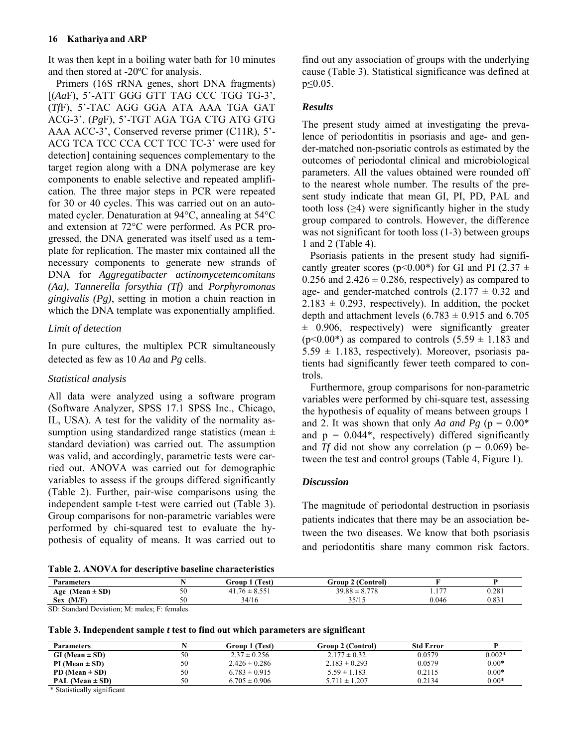It was then kept in a boiling water bath for 10 minutes and then stored at -20ºC for analysis.

Primers (16S rRNA genes, short DNA fragments) [(*Aa*F), 5'-ATT GGG GTT TAG CCC TGG TG-3', (*Tf*F), 5'-TAC AGG GGA ATA AAA TGA GAT ACG-3', (*Pg*F), 5'-TGT AGA TGA CTG ATG GTG AAA ACC-3', Conserved reverse primer (C11R), 5'-ACG TCA TCC CCA CCT TCC TC-3' were used for detection] containing sequences complementary to the target region along with a DNA polymerase are key components to enable selective and repeated amplification. The three major steps in PCR were repeated for 30 or 40 cycles. This was carried out on an automated cycler. Denaturation at 94°C, annealing at 54°C and extension at 72°C were performed. As PCR progressed, the DNA generated was itself used as a template for replication. The master mix contained all the necessary components to generate new strands of DNA for *Aggregatibacter actinomycetemcomitans (Aa), Tannerella forsythia (Tf)* and *Porphyromonas gingivalis (Pg)*, setting in motion a chain reaction in which the DNA template was exponentially amplified.

### *Limit of detection*

In pure cultures, the multiplex PCR simultaneously detected as few as 10 *Aa* and *Pg* cells.

### *Statistical analysis*

All data were analyzed using a software program (Software Analyzer, SPSS 17.1 SPSS Inc., Chicago, IL, USA). A test for the validity of the normality assumption using standardized range statistics (mean ± standard deviation) was carried out. The assumption was valid, and accordingly, parametric tests were carried out. ANOVA was carried out for demographic variables to assess if the groups differed significantly (Table 2). Further, pair-wise comparisons using the independent sample t-test were carried out (Table 3). Group comparisons for non-parametric variables were performed by chi-squared test to evaluate the hypothesis of equality of means. It was carried out to find out any association of groups with the underlying cause (Table 3). Statistical significance was defined at $p \leq 0.05$.

## *Results*

The present study aimed at investigating the prevalence of periodontitis in psoriasis and age- and gender-matched non-psoriatic controls as estimated by the outcomes of periodontal clinical and microbiological parameters. All the values obtained were rounded off to the nearest whole number. The results of the present study indicate that mean GI, PI, PD, PAL and tooth loss (≥4) were significantly higher in the study group compared to controls. However, the difference was not significant for tooth loss (1-3) between groups 1 and 2 (Table 4).

Psoriasis patients in the present study had significantly greater scores ($p<0.00$*) for GI and PI (2.37 ± 0.256 and 2.426 ± 0.286, respectively) as compared to age- and gender-matched controls (2.177 ± 0.32 and 2.183 ± 0.293, respectively). In addition, the pocket depth and attachment levels (6.783 ± 0.915 and 6.705 ± 0.906, respectively) were significantly greater ($p<0.00$*) as compared to controls (5.59 ± 1.183 and 5.59 ± 1.183, respectively). Moreover, psoriasis patients had significantly fewer teeth compared to controls.

Furthermore, group comparisons for non-parametric variables were performed by chi-square test, assessing the hypothesis of equality of means between groups 1 and 2. It was shown that only *Aa and Pg* ($p = 0.00$* and $p = 0.044$*, respectively) differed significantly and *Tf* did not show any correlation ($p = 0.069$) between the test and control groups (Table 4, Figure 1).

## *Discussion*

The magnitude of periodontal destruction in psoriasis patients indicates that there may be an association between the two diseases. We know that both psoriasis and periodontitis share many common risk factors.

**Table 2. ANOVA for descriptive baseline characteristics**

| Parameters | N | Group 1 (Test) | Group 2 (Control) | F | P |
|---|---|---|---|---|---|
| Age (Mean ± SD) | 50 | 41.76 ± 8.551 | 39.88 ± 8.778 | 1.177 | 0.281 |
| Sex (M/F) | 50 | 34/16 | 35/15 | 0.046 | 0.831 |

SD: Standard Deviation; M: males; F: females.

**Table 3. Independent sample *t* test to find out which parameters are significant**

| Parameters | N | Group 1 (Test) | Group 2 (Control) | Std Error | P |
|---|---|---|---|---|---|
| GI (Mean ± SD) | 50 | 2.37 ± 0.256 | 2.177 ± 0.32 | 0.0579 | 0.002* |
| PI (Mean ± SD) | 50 | 2.426 ± 0.286 | 2.183 ± 0.293 | 0.0579 | 0.00* |
| PD (Mean ± SD) | 50 | 6.783 ± 0.915 | 5.59 ± 1.183 | 0.2115 | 0.00* |
| PAL (Mean ± SD) | 50 | 6.705 ± 0.906 | 5.711 ± 1.207 | 0.2134 | 0.00* |

\* Statistically significant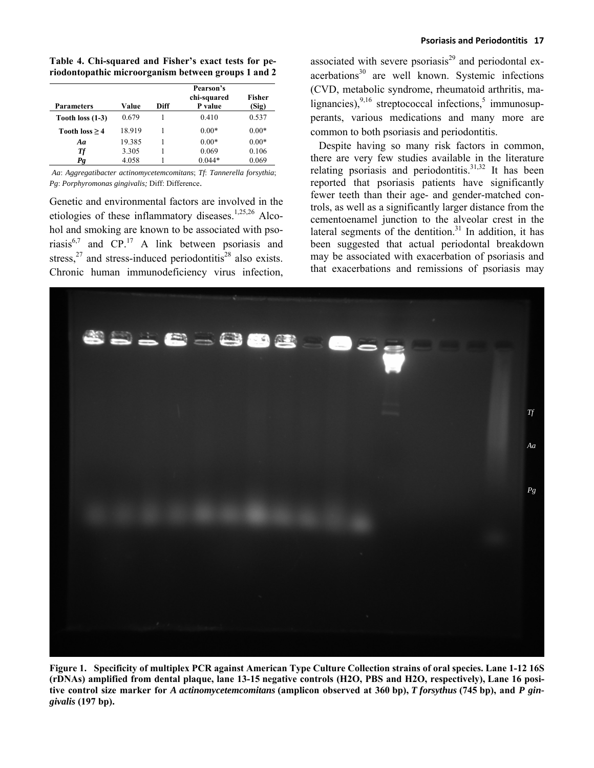**Table 4. Chi-squared and Fisher's exact tests for periodontopathic microorganism between groups 1 and 2**

| Parameters | Value | Diff | Pearson's chi-squared P value | Fisher (Sig) |
|---|---|---|---|---|
| Tooth loss (1-3) | 0.679 | 1 | 0.410 | 0.537 |
| Tooth loss ≥ 4 | 18.919 | 1 | 0.00* | 0.00* |
| *Aa* | 19.385 | 1 | 0.00* | 0.00* |
| *Tf* | 3.305 | 1 | 0.069 | 0.106 |
| *Pg* | 4.058 | 1 | 0.044* | 0.069 |

*Aa*: *Aggregatibacter actinomycetemcomitans*; *Tf*: *Tannerella forsythia*; *Pg*: *Porphyromonas gingivalis;* Diff: Difference.

Genetic and environmental factors are involved in the etiologies of these inflammatory diseases.[1,25,26] Alcohol and smoking are known to be associated with psoriasis[6,7] and CP.[17] A link between psoriasis and stress,[27] and stress-induced periodontitis[28] also exists. Chronic human immunodeficiency virus infection, associated with severe psoriasis[29] and periodontal exacerbations[30] are well known. Systemic infections (CVD, metabolic syndrome, rheumatoid arthritis, malignancies),[9,16] streptococcal infections,[5] immunosupperants, various medications and many more are common to both psoriasis and periodontitis.

Despite having so many risk factors in common, there are very few studies available in the literature relating psoriasis and periodontitis.[31,32] It has been reported that psoriasis patients have significantly fewer teeth than their age- and gender-matched controls, as well as a significantly larger distance from the cementoenamel junction to the alveolar crest in the lateral segments of the dentition.[31] In addition, it has been suggested that actual periodontal breakdown may be associated with exacerbation of psoriasis and that exacerbations and remissions of psoriasis may

**Figure 1. Specificity of multiplex PCR against American Type Culture Collection strains of oral species. Lane 1-12 16S (rDNAs) amplified from dental plaque, lane 13-15 negative controls (H2O, PBS and H2O, respectively), Lane 16 positive control size marker for *A actinomycetemcomitans* (amplicon observed at 360 bp), *T forsythus* (745 bp), and *P gingivalis* (197 bp).**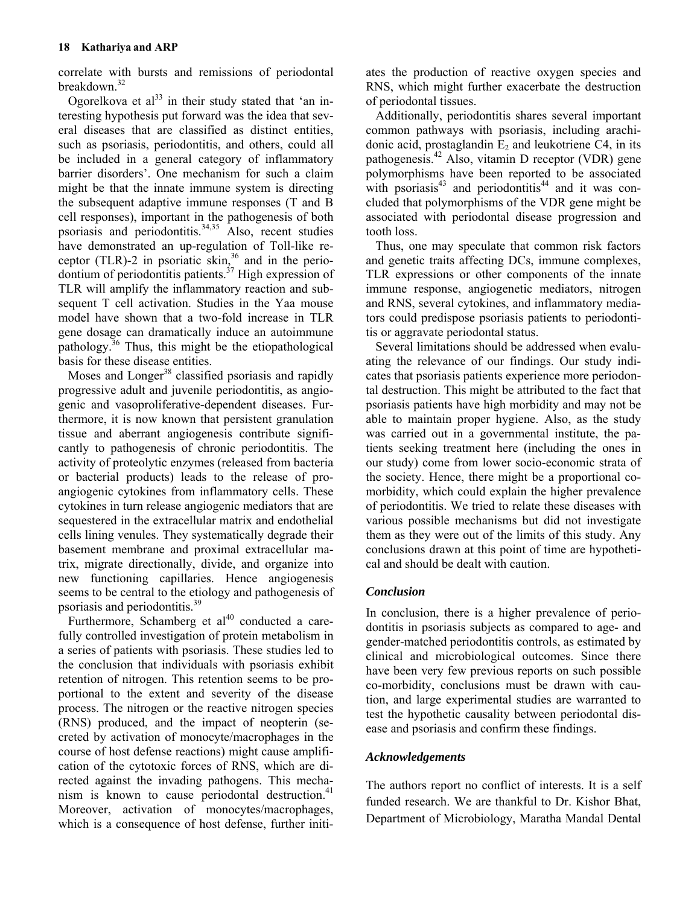correlate with bursts and remissions of periodontal breakdown.[32]

Ogorelkova et al[33] in their study stated that 'an interesting hypothesis put forward was the idea that several diseases that are classified as distinct entities, such as psoriasis, periodontitis, and others, could all be included in a general category of inflammatory barrier disorders'. One mechanism for such a claim might be that the innate immune system is directing the subsequent adaptive immune responses (T and B cell responses), important in the pathogenesis of both psoriasis and periodontitis.[34,35] Also, recent studies have demonstrated an up-regulation of Toll-like receptor (TLR)-2 in psoriatic skin,[36] and in the periodontium of periodontitis patients.[37] High expression of TLR will amplify the inflammatory reaction and subsequent T cell activation. Studies in the Yaa mouse model have shown that a two-fold increase in TLR gene dosage can dramatically induce an autoimmune pathology.[36] Thus, this might be the etiopathological basis for these disease entities.

Moses and Longer[38] classified psoriasis and rapidly progressive adult and juvenile periodontitis, as angiogenic and vasoproliferative-dependent diseases. Furthermore, it is now known that persistent granulation tissue and aberrant angiogenesis contribute significantly to pathogenesis of chronic periodontitis. The activity of proteolytic enzymes (released from bacteria or bacterial products) leads to the release of pro-angiogenic cytokines from inflammatory cells. These cytokines in turn release angiogenic mediators that are sequestered in the extracellular matrix and endothelial cells lining venules. They systematically degrade their basement membrane and proximal extracellular matrix, migrate directionally, divide, and organize into new functioning capillaries. Hence angiogenesis seems to be central to the etiology and pathogenesis of psoriasis and periodontitis.[39]

Furthermore, Schamberg et al[40] conducted a carefully controlled investigation of protein metabolism in a series of patients with psoriasis. These studies led to the conclusion that individuals with psoriasis exhibit retention of nitrogen. This retention seems to be proportional to the extent and severity of the disease process. The nitrogen or the reactive nitrogen species (RNS) produced, and the impact of neopterin (secreted by activation of monocyte/macrophages in the course of host defense reactions) might cause amplification of the cytotoxic forces of RNS, which are directed against the invading pathogens. This mechanism is known to cause periodontal destruction.[41] Moreover, activation of monocytes/macrophages, which is a consequence of host defense, further initiates the production of reactive oxygen species and RNS, which might further exacerbate the destruction of periodontal tissues.

Additionally, periodontitis shares several important common pathways with psoriasis, including arachidonic acid, prostaglandin $E_2$ and leukotriene C4, in its pathogenesis.[42] Also, vitamin D receptor (VDR) gene polymorphisms have been reported to be associated with psoriasis[43] and periodontitis[44] and it was concluded that polymorphisms of the VDR gene might be associated with periodontal disease progression and tooth loss.

Thus, one may speculate that common risk factors and genetic traits affecting DCs, immune complexes, TLR expressions or other components of the innate immune response, angiogenetic mediators, nitrogen and RNS, several cytokines, and inflammatory mediators could predispose psoriasis patients to periodontitis or aggravate periodontal status.

Several limitations should be addressed when evaluating the relevance of our findings. Our study indicates that psoriasis patients experience more periodontal destruction. This might be attributed to the fact that psoriasis patients have high morbidity and may not be able to maintain proper hygiene. Also, as the study was carried out in a governmental institute, the patients seeking treatment here (including the ones in our study) come from lower socio-economic strata of the society. Hence, there might be a proportional co-morbidity, which could explain the higher prevalence of periodontitis. We tried to relate these diseases with various possible mechanisms but did not investigate them as they were out of the limits of this study. Any conclusions drawn at this point of time are hypothetical and should be dealt with caution.

### *Conclusion*

In conclusion, there is a higher prevalence of periodontitis in psoriasis subjects as compared to age- and gender-matched periodontitis controls, as estimated by clinical and microbiological outcomes. Since there have been very few previous reports on such possible co-morbidity, conclusions must be drawn with caution, and large experimental studies are warranted to test the hypothetic causality between periodontal disease and psoriasis and confirm these findings.

### *Acknowledgements*

The authors report no conflict of interests. It is a self funded research. We are thankful to Dr. Kishor Bhat, Department of Microbiology, Maratha Mandal Dental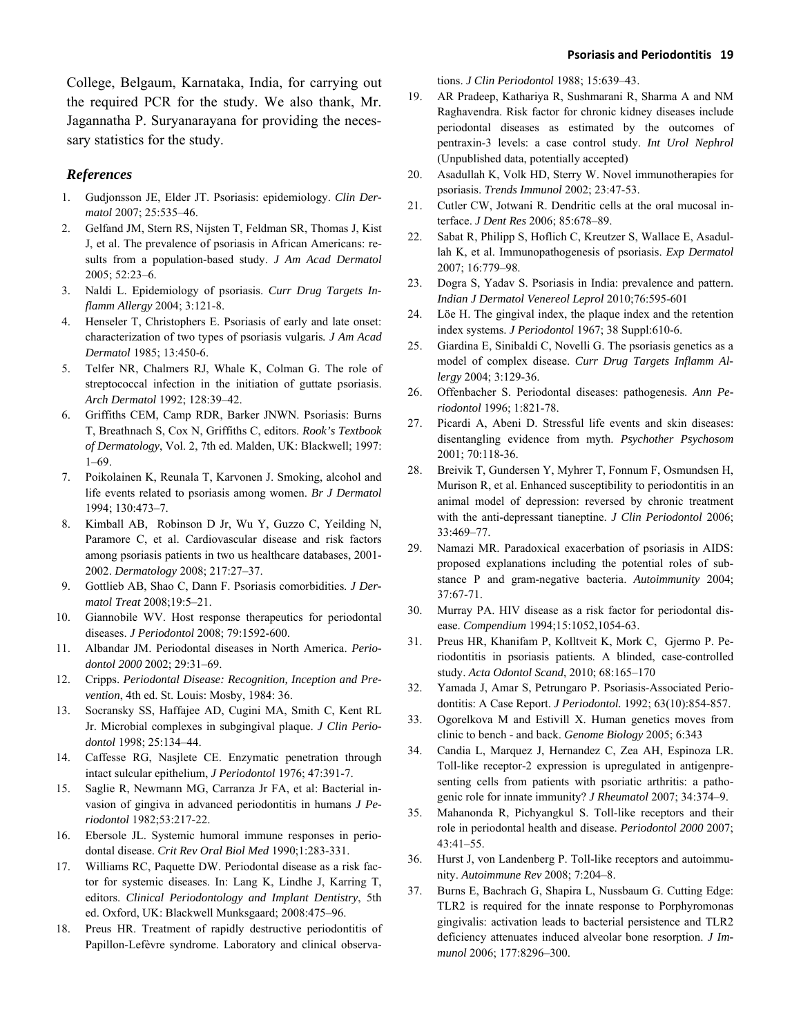College, Belgaum, Karnataka, India, for carrying out the required PCR for the study. We also thank, Mr. Jagannatha P. Suryanarayana for providing the necessary statistics for the study.

### *References*

1. Gudjonsson JE, Elder JT. Psoriasis: epidemiology. *Clin Dermatol* 2007; 25:535–46.
2. Gelfand JM, Stern RS, Nijsten T, Feldman SR, Thomas J, Kist J, et al. The prevalence of psoriasis in African Americans: results from a population-based study. *J Am Acad Dermatol* 2005; 52:23–6.
3. Naldi L. Epidemiology of psoriasis. *Curr Drug Targets Inflamm Allergy* 2004; 3:121-8.
4. Henseler T, Christophers E. Psoriasis of early and late onset: characterization of two types of psoriasis vulgaris*. J Am Acad Dermatol* 1985; 13:450-6.
5. Telfer NR, Chalmers RJ, Whale K, Colman G. The role of streptococcal infection in the initiation of guttate psoriasis. *Arch Dermatol* 1992; 128:39–42.
6. Griffiths CEM, Camp RDR, Barker JNWN. Psoriasis: Burns T, Breathnach S, Cox N, Griffiths C, editors. *Rook's Textbook of Dermatology*, Vol. 2, 7th ed. Malden, UK: Blackwell; 1997: 1–69.
7. Poikolainen K, Reunala T, Karvonen J. Smoking, alcohol and life events related to psoriasis among women. *Br J Dermatol* 1994; 130:473–7.
8. Kimball AB, Robinson D Jr, Wu Y, Guzzo C, Yeilding N, Paramore C, et al. Cardiovascular disease and risk factors among psoriasis patients in two us healthcare databases, 2001-2002. *Dermatology* 2008; 217:27–37.
9. Gottlieb AB, Shao C, Dann F. Psoriasis comorbidities. *J Dermatol Treat* 2008;19:5–21.
10. Giannobile WV. Host response therapeutics for periodontal diseases. *J Periodontol* 2008; 79:1592-600.
11. Albandar JM. Periodontal diseases in North America. *Periodontol 2000* 2002; 29:31–69.
12. Cripps. *Periodontal Disease: Recognition, Inception and Prevention*, 4th ed. St. Louis: Mosby, 1984: 36.
13. Socransky SS, Haffajee AD, Cugini MA, Smith C, Kent RL Jr. Microbial complexes in subgingival plaque. *J Clin Periodontol* 1998; 25:134–44.
14. Caffesse RG, Nasjlete CE. Enzymatic penetration through intact sulcular epithelium, *J Periodontol* 1976; 47:391-7.
15. Saglie R, Newmann MG, Carranza Jr FA, et al: Bacterial invasion of gingiva in advanced periodontitis in humans *J Periodontol* 1982;53:217-22.
16. Ebersole JL. Systemic humoral immune responses in periodontal disease. *Crit Rev Oral Biol Med* 1990;1:283-331.
17. Williams RC, Paquette DW. Periodontal disease as a risk factor for systemic diseases. In: Lang K, Lindhe J, Karring T, editors. *Clinical Periodontology and Implant Dentistry*, 5th ed. Oxford, UK: Blackwell Munksgaard; 2008:475–96.
18. Preus HR. Treatment of rapidly destructive periodontitis of Papillon-Lefèvre syndrome. Laboratory and clinical observations. *J Clin Periodontol* 1988; 15:639–43.
19. AR Pradeep, Kathariya R, Sushmarani R, Sharma A and NM Raghavendra. Risk factor for chronic kidney diseases include periodontal diseases as estimated by the outcomes of pentraxin-3 levels: a case control study. *Int Urol Nephrol* (Unpublished data, potentially accepted)
20. Asadullah K, Volk HD, Sterry W. Novel immunotherapies for psoriasis. *Trends Immunol* 2002; 23:47-53.
21. Cutler CW, Jotwani R. Dendritic cells at the oral mucosal interface. *J Dent Res* 2006; 85:678–89.
22. Sabat R, Philipp S, Hoflich C, Kreutzer S, Wallace E, Asadullah K, et al. Immunopathogenesis of psoriasis. *Exp Dermatol* 2007; 16:779–98.
23. Dogra S, Yadav S. Psoriasis in India: prevalence and pattern. *Indian J Dermatol Venereol Leprol* 2010;76:595-601
24. Löe H. The gingival index, the plaque index and the retention index systems. *J Periodontol* 1967; 38 Suppl:610-6.
25. Giardina E, Sinibaldi C, Novelli G. The psoriasis genetics as a model of complex disease. *Curr Drug Targets Inflamm Allergy* 2004; 3:129-36.
26. Offenbacher S. Periodontal diseases: pathogenesis. *Ann Periodontol* 1996; 1:821-78.
27. Picardi A, Abeni D. Stressful life events and skin diseases: disentangling evidence from myth. *Psychother Psychosom* 2001; 70:118-36.
28. Breivik T, Gundersen Y, Myhrer T, Fonnum F, Osmundsen H, Murison R, et al. Enhanced susceptibility to periodontitis in an animal model of depression: reversed by chronic treatment with the anti-depressant tianeptine. *J Clin Periodontol* 2006; 33:469–77.
29. Namazi MR. Paradoxical exacerbation of psoriasis in AIDS: proposed explanations including the potential roles of substance P and gram-negative bacteria. *Autoimmunity* 2004; 37:67-71.
30. Murray PA. HIV disease as a risk factor for periodontal disease. *Compendium* 1994;15:1052,1054-63.
31. Preus HR, Khanifam P, Kolltveit K, Mork C, Gjermo P. Periodontitis in psoriasis patients*.* A blinded, case-controlled study. *Acta Odontol Scand*, 2010; 68:165–170
32. Yamada J, Amar S, Petrungaro P. Psoriasis-Associated Periodontitis: A Case Report. *J Periodontol.* 1992; 63(10):854-857.
33. Ogorelkova M and Estivill X. Human genetics moves from clinic to bench - and back. *Genome Biology* 2005; 6:343
34. Candia L, Marquez J, Hernandez C, Zea AH, Espinoza LR. Toll-like receptor-2 expression is upregulated in antigenpresenting cells from patients with psoriatic arthritis: a pathogenic role for innate immunity? *J Rheumatol* 2007; 34:374–9.
35. Mahanonda R, Pichyangkul S. Toll-like receptors and their role in periodontal health and disease. *Periodontol 2000* 2007; 43:41–55.
36. Hurst J, von Landenberg P. Toll-like receptors and autoimmunity. *Autoimmune Rev* 2008; 7:204–8.
37. Burns E, Bachrach G, Shapira L, Nussbaum G. Cutting Edge: TLR2 is required for the innate response to Porphyromonas gingivalis: activation leads to bacterial persistence and TLR2 deficiency attenuates induced alveolar bone resorption. *J Immunol* 2006; 177:8296–300.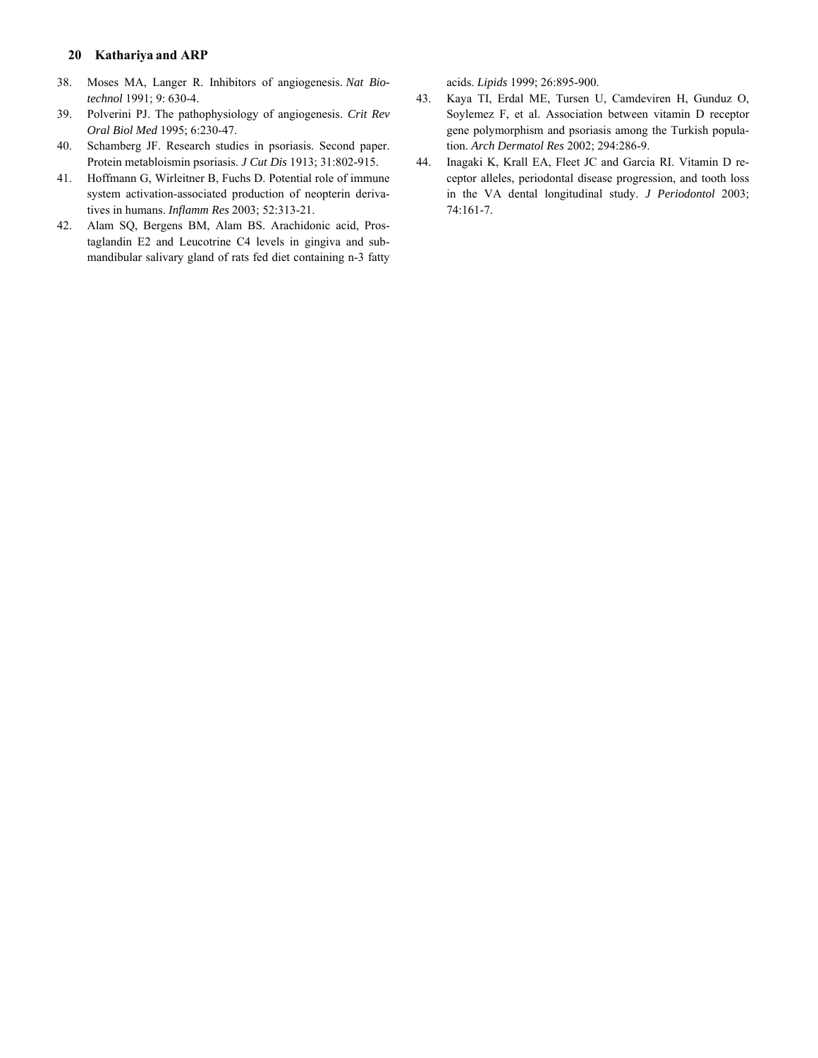38. Moses MA, Langer R. Inhibitors of angiogenesis. *Nat Biotechnol* 1991; 9: 630-4.
39. Polverini PJ. The pathophysiology of angiogenesis. *Crit Rev Oral Biol Med* 1995; 6:230-47.
40. Schamberg JF. Research studies in psoriasis. Second paper. Protein metabloismin psoriasis. *J Cut Dis* 1913; 31:802-915.
41. Hoffmann G, Wirleitner B, Fuchs D. Potential role of immune system activation-associated production of neopterin derivatives in humans. *Inflamm Res* 2003; 52:313-21.
42. Alam SQ, Bergens BM, Alam BS. Arachidonic acid, Prostaglandin E2 and Leucotrine C4 levels in gingiva and submandibular salivary gland of rats fed diet containing n-3 fatty acids. *Lipids* 1999; 26:895-900.
43. Kaya TI, Erdal ME, Tursen U, Camdeviren H, Gunduz O, Soylemez F, et al. Association between vitamin D receptor gene polymorphism and psoriasis among the Turkish population. *Arch Dermatol Res* 2002; 294:286-9.
44. Inagaki K, Krall EA, Fleet JC and Garcia RI. Vitamin D receptor alleles, periodontal disease progression, and tooth loss in the VA dental longitudinal study. *J Periodontol* 2003; 74:161-7.